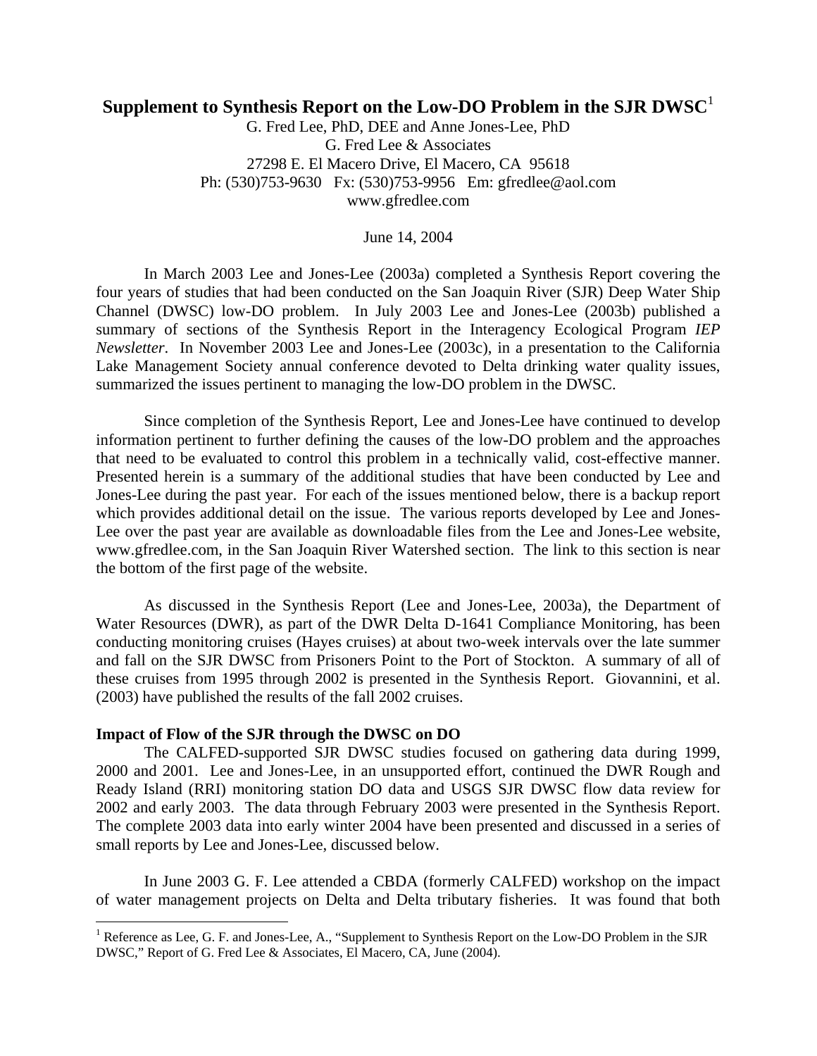# Supplement to Synthesis Report on the Low-DO Problem in the SJR DWSC[1]

G. Fred Lee, PhD, DEE and Anne Jones-Lee, PhD
G. Fred Lee & Associates
27298 E. El Macero Drive, El Macero, CA 95618
Ph: (530)753-9630 Fx: (530)753-9956 Em: gfredlee@aol.com
www.gfredlee.com

June 14, 2004

In March 2003 Lee and Jones-Lee (2003a) completed a Synthesis Report covering the four years of studies that had been conducted on the San Joaquin River (SJR) Deep Water Ship Channel (DWSC) low-DO problem. In July 2003 Lee and Jones-Lee (2003b) published a summary of sections of the Synthesis Report in the Interagency Ecological Program *IEP Newsletter*. In November 2003 Lee and Jones-Lee (2003c), in a presentation to the California Lake Management Society annual conference devoted to Delta drinking water quality issues, summarized the issues pertinent to managing the low-DO problem in the DWSC.

Since completion of the Synthesis Report, Lee and Jones-Lee have continued to develop information pertinent to further defining the causes of the low-DO problem and the approaches that need to be evaluated to control this problem in a technically valid, cost-effective manner. Presented herein is a summary of the additional studies that have been conducted by Lee and Jones-Lee during the past year. For each of the issues mentioned below, there is a backup report which provides additional detail on the issue. The various reports developed by Lee and Jones-Lee over the past year are available as downloadable files from the Lee and Jones-Lee website, www.gfredlee.com, in the San Joaquin River Watershed section. The link to this section is near the bottom of the first page of the website.

As discussed in the Synthesis Report (Lee and Jones-Lee, 2003a), the Department of Water Resources (DWR), as part of the DWR Delta D-1641 Compliance Monitoring, has been conducting monitoring cruises (Hayes cruises) at about two-week intervals over the late summer and fall on the SJR DWSC from Prisoners Point to the Port of Stockton. A summary of all of these cruises from 1995 through 2002 is presented in the Synthesis Report. Giovannini, et al. (2003) have published the results of the fall 2002 cruises.

**Impact of Flow of the SJR through the DWSC on DO**

The CALFED-supported SJR DWSC studies focused on gathering data during 1999, 2000 and 2001. Lee and Jones-Lee, in an unsupported effort, continued the DWR Rough and Ready Island (RRI) monitoring station DO data and USGS SJR DWSC flow data review for 2002 and early 2003. The data through February 2003 were presented in the Synthesis Report. The complete 2003 data into early winter 2004 have been presented and discussed in a series of small reports by Lee and Jones-Lee, discussed below.

In June 2003 G. F. Lee attended a CBDA (formerly CALFED) workshop on the impact of water management projects on Delta and Delta tributary fisheries. It was found that both

[1] Reference as Lee, G. F. and Jones-Lee, A., "Supplement to Synthesis Report on the Low-DO Problem in the SJR DWSC," Report of G. Fred Lee & Associates, El Macero, CA, June (2004).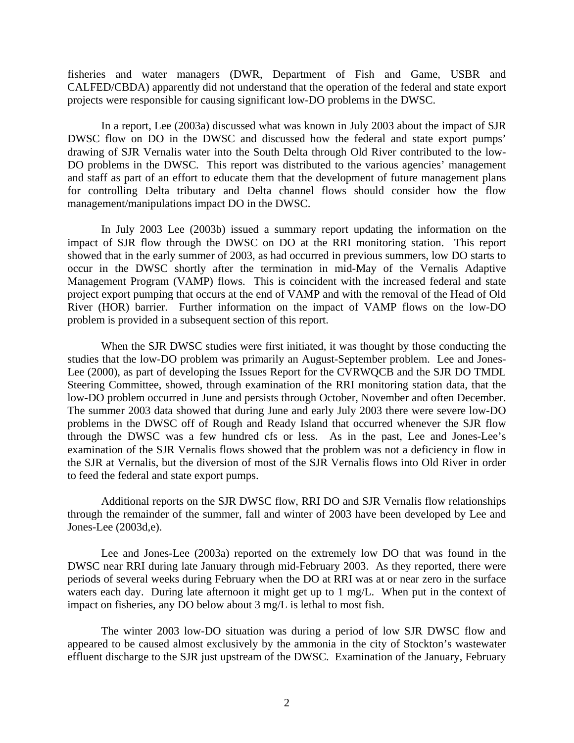fisheries and water managers (DWR, Department of Fish and Game, USBR and CALFED/CBDA) apparently did not understand that the operation of the federal and state export projects were responsible for causing significant low-DO problems in the DWSC.

In a report, Lee (2003a) discussed what was known in July 2003 about the impact of SJR DWSC flow on DO in the DWSC and discussed how the federal and state export pumps' drawing of SJR Vernalis water into the South Delta through Old River contributed to the low-DO problems in the DWSC. This report was distributed to the various agencies' management and staff as part of an effort to educate them that the development of future management plans for controlling Delta tributary and Delta channel flows should consider how the flow management/manipulations impact DO in the DWSC.

In July 2003 Lee (2003b) issued a summary report updating the information on the impact of SJR flow through the DWSC on DO at the RRI monitoring station. This report showed that in the early summer of 2003, as had occurred in previous summers, low DO starts to occur in the DWSC shortly after the termination in mid-May of the Vernalis Adaptive Management Program (VAMP) flows. This is coincident with the increased federal and state project export pumping that occurs at the end of VAMP and with the removal of the Head of Old River (HOR) barrier. Further information on the impact of VAMP flows on the low-DO problem is provided in a subsequent section of this report.

When the SJR DWSC studies were first initiated, it was thought by those conducting the studies that the low-DO problem was primarily an August-September problem. Lee and Jones-Lee (2000), as part of developing the Issues Report for the CVRWQCB and the SJR DO TMDL Steering Committee, showed, through examination of the RRI monitoring station data, that the low-DO problem occurred in June and persists through October, November and often December. The summer 2003 data showed that during June and early July 2003 there were severe low-DO problems in the DWSC off of Rough and Ready Island that occurred whenever the SJR flow through the DWSC was a few hundred cfs or less. As in the past, Lee and Jones-Lee's examination of the SJR Vernalis flows showed that the problem was not a deficiency in flow in the SJR at Vernalis, but the diversion of most of the SJR Vernalis flows into Old River in order to feed the federal and state export pumps.

Additional reports on the SJR DWSC flow, RRI DO and SJR Vernalis flow relationships through the remainder of the summer, fall and winter of 2003 have been developed by Lee and Jones-Lee (2003d,e).

Lee and Jones-Lee (2003a) reported on the extremely low DO that was found in the DWSC near RRI during late January through mid-February 2003. As they reported, there were periods of several weeks during February when the DO at RRI was at or near zero in the surface waters each day. During late afternoon it might get up to 1 mg/L. When put in the context of impact on fisheries, any DO below about 3 mg/L is lethal to most fish.

The winter 2003 low-DO situation was during a period of low SJR DWSC flow and appeared to be caused almost exclusively by the ammonia in the city of Stockton's wastewater effluent discharge to the SJR just upstream of the DWSC. Examination of the January, February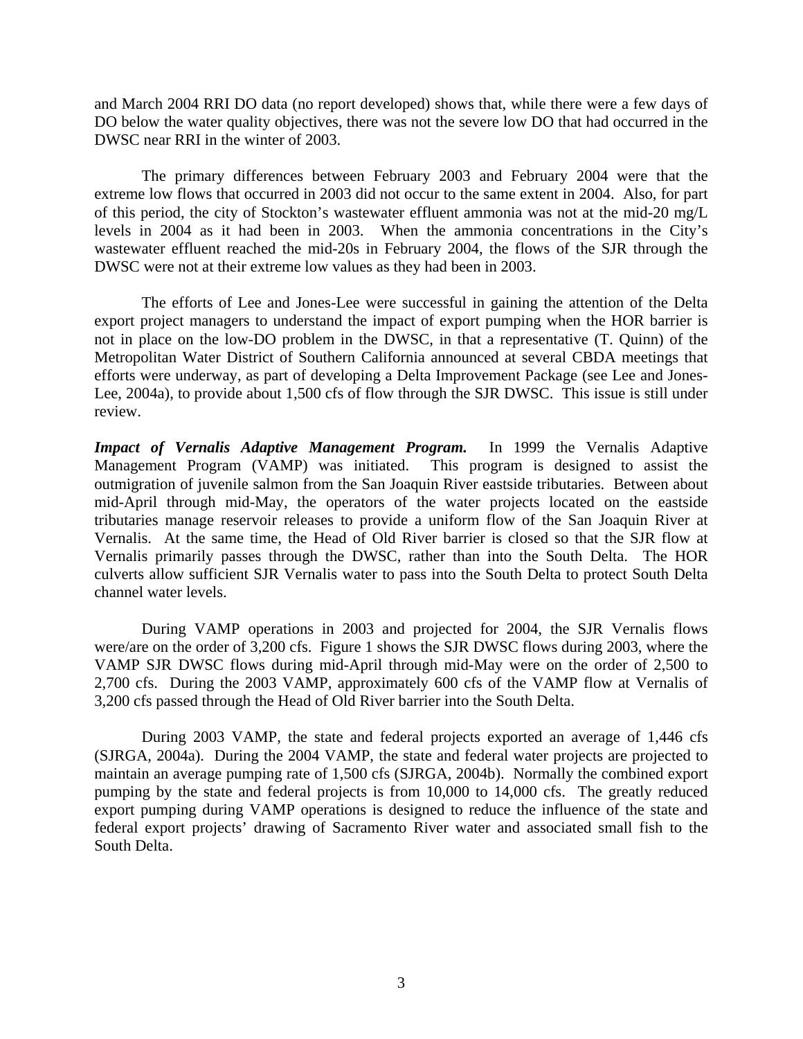and March 2004 RRI DO data (no report developed) shows that, while there were a few days of DO below the water quality objectives, there was not the severe low DO that had occurred in the DWSC near RRI in the winter of 2003.

The primary differences between February 2003 and February 2004 were that the extreme low flows that occurred in 2003 did not occur to the same extent in 2004. Also, for part of this period, the city of Stockton's wastewater effluent ammonia was not at the mid-20 mg/L levels in 2004 as it had been in 2003. When the ammonia concentrations in the City's wastewater effluent reached the mid-20s in February 2004, the flows of the SJR through the DWSC were not at their extreme low values as they had been in 2003.

The efforts of Lee and Jones-Lee were successful in gaining the attention of the Delta export project managers to understand the impact of export pumping when the HOR barrier is not in place on the low-DO problem in the DWSC, in that a representative (T. Quinn) of the Metropolitan Water District of Southern California announced at several CBDA meetings that efforts were underway, as part of developing a Delta Improvement Package (see Lee and Jones-Lee, 2004a), to provide about 1,500 cfs of flow through the SJR DWSC. This issue is still under review.

***Impact of Vernalis Adaptive Management Program.*** In 1999 the Vernalis Adaptive Management Program (VAMP) was initiated. This program is designed to assist the outmigration of juvenile salmon from the San Joaquin River eastside tributaries. Between about mid-April through mid-May, the operators of the water projects located on the eastside tributaries manage reservoir releases to provide a uniform flow of the San Joaquin River at Vernalis. At the same time, the Head of Old River barrier is closed so that the SJR flow at Vernalis primarily passes through the DWSC, rather than into the South Delta. The HOR culverts allow sufficient SJR Vernalis water to pass into the South Delta to protect South Delta channel water levels.

During VAMP operations in 2003 and projected for 2004, the SJR Vernalis flows were/are on the order of 3,200 cfs. Figure 1 shows the SJR DWSC flows during 2003, where the VAMP SJR DWSC flows during mid-April through mid-May were on the order of 2,500 to 2,700 cfs. During the 2003 VAMP, approximately 600 cfs of the VAMP flow at Vernalis of 3,200 cfs passed through the Head of Old River barrier into the South Delta.

During 2003 VAMP, the state and federal projects exported an average of 1,446 cfs (SJRGA, 2004a). During the 2004 VAMP, the state and federal water projects are projected to maintain an average pumping rate of 1,500 cfs (SJRGA, 2004b). Normally the combined export pumping by the state and federal projects is from 10,000 to 14,000 cfs. The greatly reduced export pumping during VAMP operations is designed to reduce the influence of the state and federal export projects' drawing of Sacramento River water and associated small fish to the South Delta.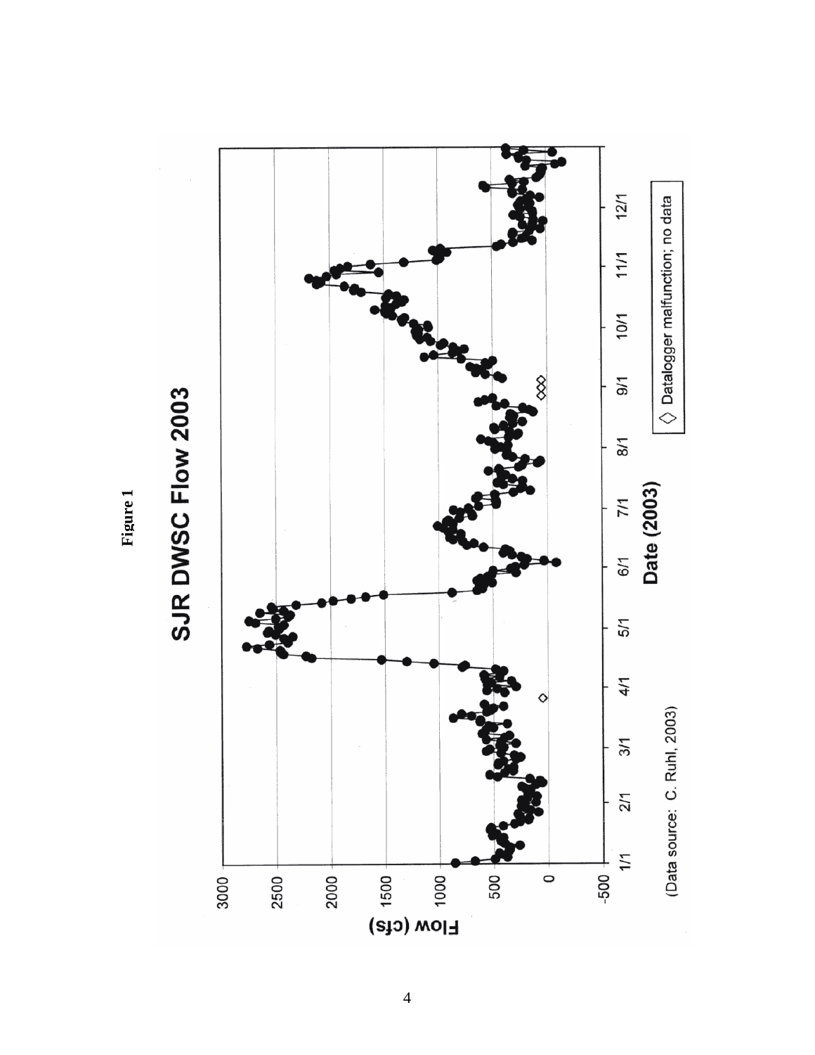**Figure 1**

SJR DWSC Flow 2003

Flow (cfs)

Date (2003)

◇ Datalogger malfunction; no data

(Data source: C. Ruhl, 2003)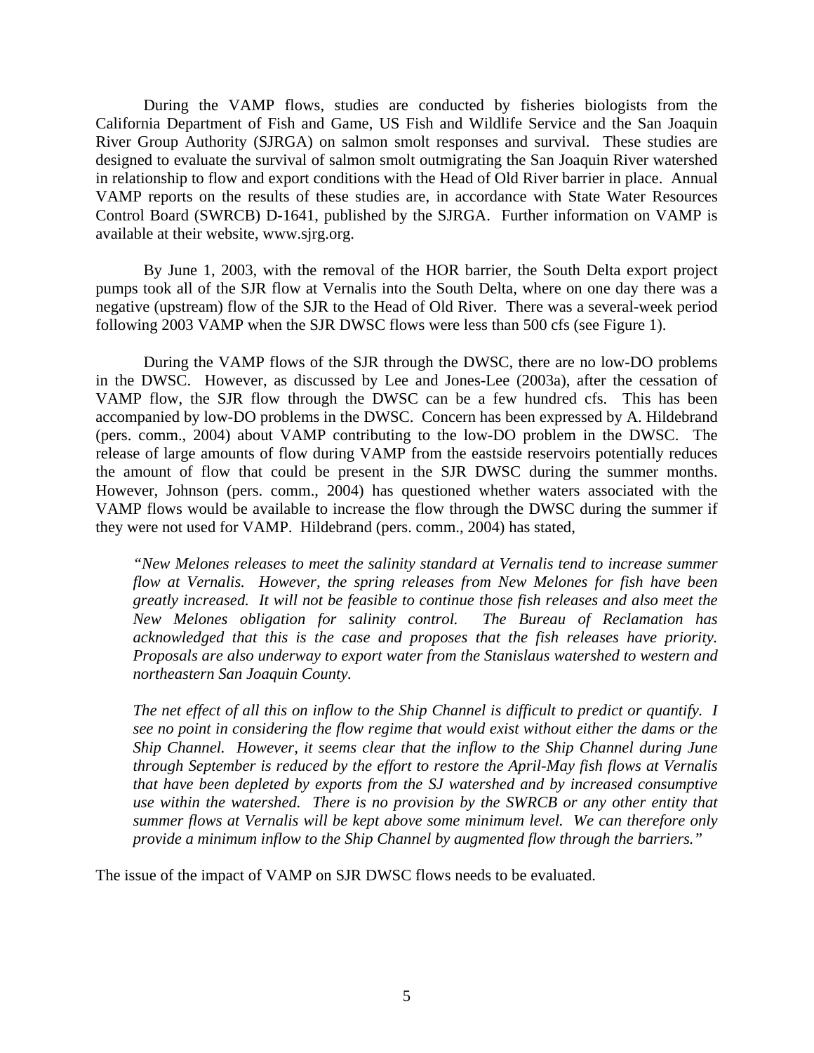During the VAMP flows, studies are conducted by fisheries biologists from the California Department of Fish and Game, US Fish and Wildlife Service and the San Joaquin River Group Authority (SJRGA) on salmon smolt responses and survival. These studies are designed to evaluate the survival of salmon smolt outmigrating the San Joaquin River watershed in relationship to flow and export conditions with the Head of Old River barrier in place. Annual VAMP reports on the results of these studies are, in accordance with State Water Resources Control Board (SWRCB) D-1641, published by the SJRGA. Further information on VAMP is available at their website, www.sjrg.org.

By June 1, 2003, with the removal of the HOR barrier, the South Delta export project pumps took all of the SJR flow at Vernalis into the South Delta, where on one day there was a negative (upstream) flow of the SJR to the Head of Old River. There was a several-week period following 2003 VAMP when the SJR DWSC flows were less than 500 cfs (see Figure 1).

During the VAMP flows of the SJR through the DWSC, there are no low-DO problems in the DWSC. However, as discussed by Lee and Jones-Lee (2003a), after the cessation of VAMP flow, the SJR flow through the DWSC can be a few hundred cfs. This has been accompanied by low-DO problems in the DWSC. Concern has been expressed by A. Hildebrand (pers. comm., 2004) about VAMP contributing to the low-DO problem in the DWSC. The release of large amounts of flow during VAMP from the eastside reservoirs potentially reduces the amount of flow that could be present in the SJR DWSC during the summer months. However, Johnson (pers. comm., 2004) has questioned whether waters associated with the VAMP flows would be available to increase the flow through the DWSC during the summer if they were not used for VAMP. Hildebrand (pers. comm., 2004) has stated,

> *"New Melones releases to meet the salinity standard at Vernalis tend to increase summer flow at Vernalis. However, the spring releases from New Melones for fish have been greatly increased. It will not be feasible to continue those fish releases and also meet the New Melones obligation for salinity control. The Bureau of Reclamation has acknowledged that this is the case and proposes that the fish releases have priority. Proposals are also underway to export water from the Stanislaus watershed to western and northeastern San Joaquin County.*
>
> *The net effect of all this on inflow to the Ship Channel is difficult to predict or quantify. I see no point in considering the flow regime that would exist without either the dams or the Ship Channel. However, it seems clear that the inflow to the Ship Channel during June through September is reduced by the effort to restore the April-May fish flows at Vernalis that have been depleted by exports from the SJ watershed and by increased consumptive use within the watershed. There is no provision by the SWRCB or any other entity that summer flows at Vernalis will be kept above some minimum level. We can therefore only provide a minimum inflow to the Ship Channel by augmented flow through the barriers."*

The issue of the impact of VAMP on SJR DWSC flows needs to be evaluated.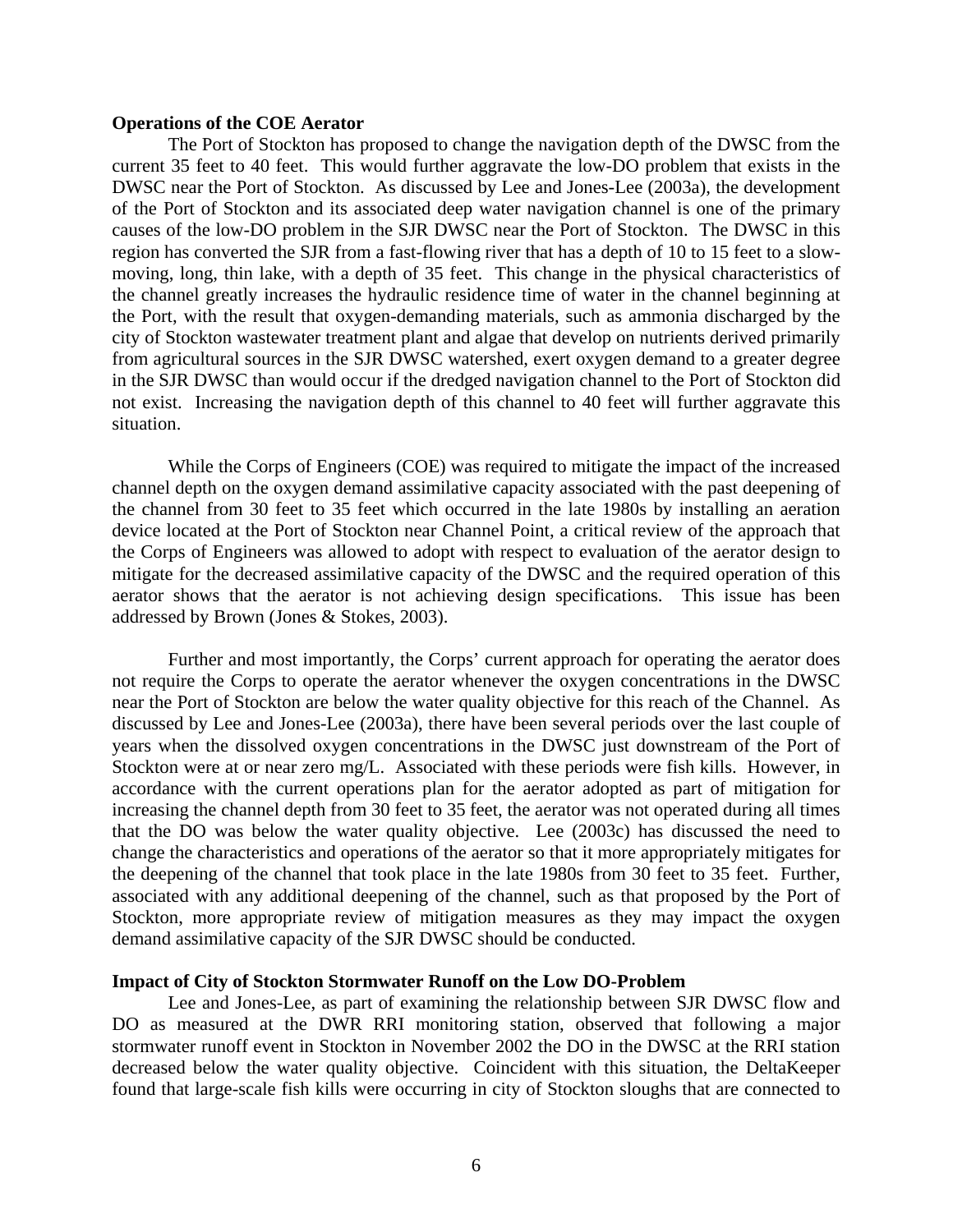**Operations of the COE Aerator**

The Port of Stockton has proposed to change the navigation depth of the DWSC from the current 35 feet to 40 feet. This would further aggravate the low-DO problem that exists in the DWSC near the Port of Stockton. As discussed by Lee and Jones-Lee (2003a), the development of the Port of Stockton and its associated deep water navigation channel is one of the primary causes of the low-DO problem in the SJR DWSC near the Port of Stockton. The DWSC in this region has converted the SJR from a fast-flowing river that has a depth of 10 to 15 feet to a slow-moving, long, thin lake, with a depth of 35 feet. This change in the physical characteristics of the channel greatly increases the hydraulic residence time of water in the channel beginning at the Port, with the result that oxygen-demanding materials, such as ammonia discharged by the city of Stockton wastewater treatment plant and algae that develop on nutrients derived primarily from agricultural sources in the SJR DWSC watershed, exert oxygen demand to a greater degree in the SJR DWSC than would occur if the dredged navigation channel to the Port of Stockton did not exist. Increasing the navigation depth of this channel to 40 feet will further aggravate this situation.

While the Corps of Engineers (COE) was required to mitigate the impact of the increased channel depth on the oxygen demand assimilative capacity associated with the past deepening of the channel from 30 feet to 35 feet which occurred in the late 1980s by installing an aeration device located at the Port of Stockton near Channel Point, a critical review of the approach that the Corps of Engineers was allowed to adopt with respect to evaluation of the aerator design to mitigate for the decreased assimilative capacity of the DWSC and the required operation of this aerator shows that the aerator is not achieving design specifications. This issue has been addressed by Brown (Jones & Stokes, 2003).

Further and most importantly, the Corps' current approach for operating the aerator does not require the Corps to operate the aerator whenever the oxygen concentrations in the DWSC near the Port of Stockton are below the water quality objective for this reach of the Channel. As discussed by Lee and Jones-Lee (2003a), there have been several periods over the last couple of years when the dissolved oxygen concentrations in the DWSC just downstream of the Port of Stockton were at or near zero mg/L. Associated with these periods were fish kills. However, in accordance with the current operations plan for the aerator adopted as part of mitigation for increasing the channel depth from 30 feet to 35 feet, the aerator was not operated during all times that the DO was below the water quality objective. Lee (2003c) has discussed the need to change the characteristics and operations of the aerator so that it more appropriately mitigates for the deepening of the channel that took place in the late 1980s from 30 feet to 35 feet. Further, associated with any additional deepening of the channel, such as that proposed by the Port of Stockton, more appropriate review of mitigation measures as they may impact the oxygen demand assimilative capacity of the SJR DWSC should be conducted.

**Impact of City of Stockton Stormwater Runoff on the Low DO-Problem**

Lee and Jones-Lee, as part of examining the relationship between SJR DWSC flow and DO as measured at the DWR RRI monitoring station, observed that following a major stormwater runoff event in Stockton in November 2002 the DO in the DWSC at the RRI station decreased below the water quality objective. Coincident with this situation, the DeltaKeeper found that large-scale fish kills were occurring in city of Stockton sloughs that are connected to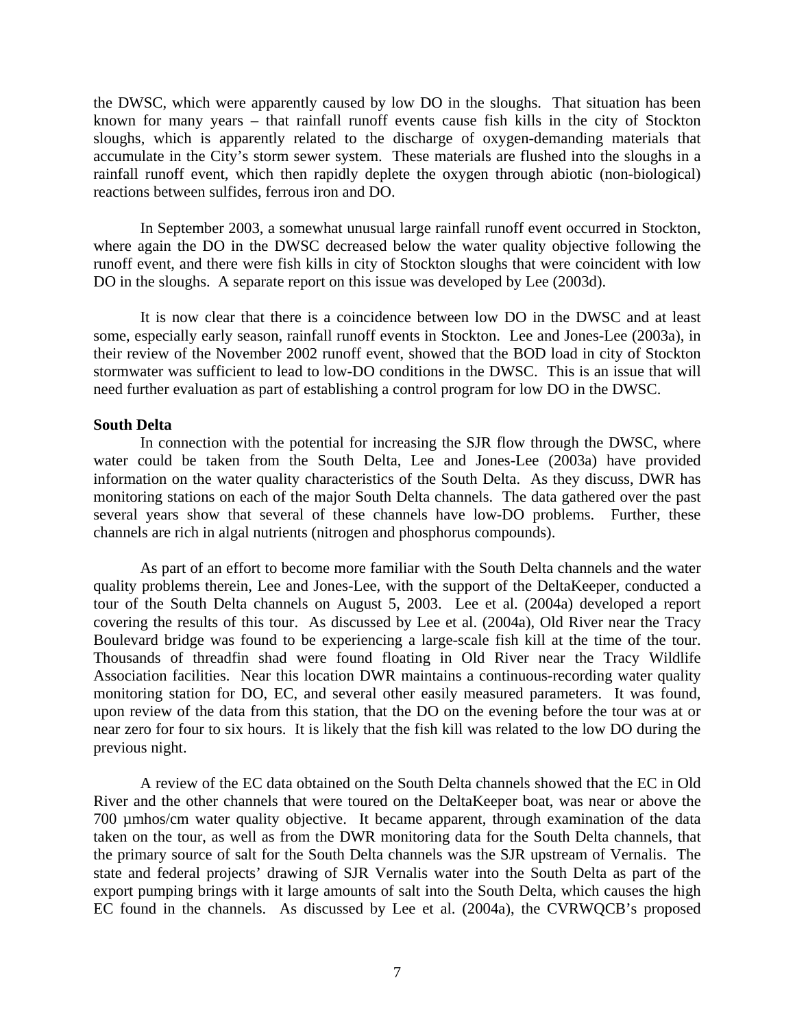the DWSC, which were apparently caused by low DO in the sloughs. That situation has been known for many years – that rainfall runoff events cause fish kills in the city of Stockton sloughs, which is apparently related to the discharge of oxygen-demanding materials that accumulate in the City's storm sewer system. These materials are flushed into the sloughs in a rainfall runoff event, which then rapidly deplete the oxygen through abiotic (non-biological) reactions between sulfides, ferrous iron and DO.

In September 2003, a somewhat unusual large rainfall runoff event occurred in Stockton, where again the DO in the DWSC decreased below the water quality objective following the runoff event, and there were fish kills in city of Stockton sloughs that were coincident with low DO in the sloughs. A separate report on this issue was developed by Lee (2003d).

It is now clear that there is a coincidence between low DO in the DWSC and at least some, especially early season, rainfall runoff events in Stockton. Lee and Jones-Lee (2003a), in their review of the November 2002 runoff event, showed that the BOD load in city of Stockton stormwater was sufficient to lead to low-DO conditions in the DWSC. This is an issue that will need further evaluation as part of establishing a control program for low DO in the DWSC.

**South Delta**

In connection with the potential for increasing the SJR flow through the DWSC, where water could be taken from the South Delta, Lee and Jones-Lee (2003a) have provided information on the water quality characteristics of the South Delta. As they discuss, DWR has monitoring stations on each of the major South Delta channels. The data gathered over the past several years show that several of these channels have low-DO problems. Further, these channels are rich in algal nutrients (nitrogen and phosphorus compounds).

As part of an effort to become more familiar with the South Delta channels and the water quality problems therein, Lee and Jones-Lee, with the support of the DeltaKeeper, conducted a tour of the South Delta channels on August 5, 2003. Lee et al. (2004a) developed a report covering the results of this tour. As discussed by Lee et al. (2004a), Old River near the Tracy Boulevard bridge was found to be experiencing a large-scale fish kill at the time of the tour. Thousands of threadfin shad were found floating in Old River near the Tracy Wildlife Association facilities. Near this location DWR maintains a continuous-recording water quality monitoring station for DO, EC, and several other easily measured parameters. It was found, upon review of the data from this station, that the DO on the evening before the tour was at or near zero for four to six hours. It is likely that the fish kill was related to the low DO during the previous night.

A review of the EC data obtained on the South Delta channels showed that the EC in Old River and the other channels that were toured on the DeltaKeeper boat, was near or above the 700 µmhos/cm water quality objective. It became apparent, through examination of the data taken on the tour, as well as from the DWR monitoring data for the South Delta channels, that the primary source of salt for the South Delta channels was the SJR upstream of Vernalis. The state and federal projects' drawing of SJR Vernalis water into the South Delta as part of the export pumping brings with it large amounts of salt into the South Delta, which causes the high EC found in the channels. As discussed by Lee et al. (2004a), the CVRWQCB's proposed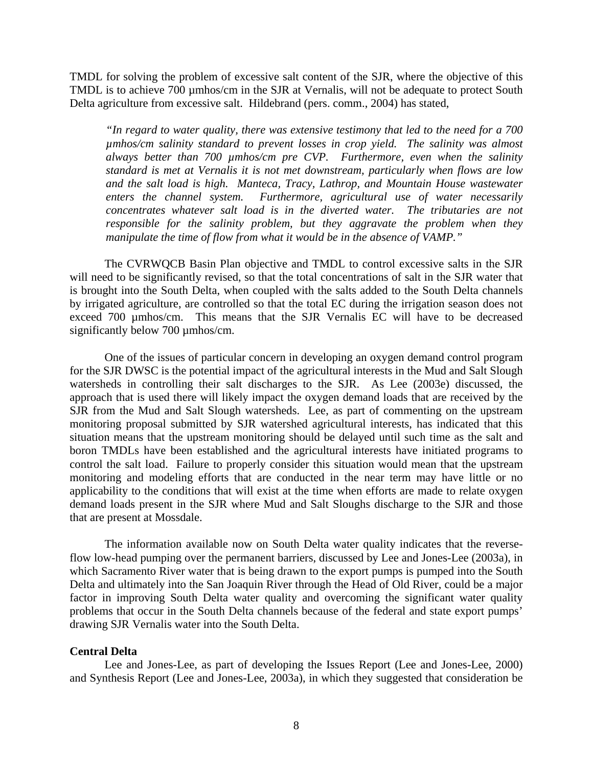TMDL for solving the problem of excessive salt content of the SJR, where the objective of this TMDL is to achieve 700 µmhos/cm in the SJR at Vernalis, will not be adequate to protect South Delta agriculture from excessive salt. Hildebrand (pers. comm., 2004) has stated,

> *"In regard to water quality, there was extensive testimony that led to the need for a 700 µmhos/cm salinity standard to prevent losses in crop yield. The salinity was almost always better than 700 µmhos/cm pre CVP. Furthermore, even when the salinity standard is met at Vernalis it is not met downstream, particularly when flows are low and the salt load is high. Manteca, Tracy, Lathrop, and Mountain House wastewater enters the channel system. Furthermore, agricultural use of water necessarily concentrates whatever salt load is in the diverted water. The tributaries are not responsible for the salinity problem, but they aggravate the problem when they manipulate the time of flow from what it would be in the absence of VAMP."*

The CVRWQCB Basin Plan objective and TMDL to control excessive salts in the SJR will need to be significantly revised, so that the total concentrations of salt in the SJR water that is brought into the South Delta, when coupled with the salts added to the South Delta channels by irrigated agriculture, are controlled so that the total EC during the irrigation season does not exceed 700 µmhos/cm. This means that the SJR Vernalis EC will have to be decreased significantly below 700 µmhos/cm.

One of the issues of particular concern in developing an oxygen demand control program for the SJR DWSC is the potential impact of the agricultural interests in the Mud and Salt Slough watersheds in controlling their salt discharges to the SJR. As Lee (2003e) discussed, the approach that is used there will likely impact the oxygen demand loads that are received by the SJR from the Mud and Salt Slough watersheds. Lee, as part of commenting on the upstream monitoring proposal submitted by SJR watershed agricultural interests, has indicated that this situation means that the upstream monitoring should be delayed until such time as the salt and boron TMDLs have been established and the agricultural interests have initiated programs to control the salt load. Failure to properly consider this situation would mean that the upstream monitoring and modeling efforts that are conducted in the near term may have little or no applicability to the conditions that will exist at the time when efforts are made to relate oxygen demand loads present in the SJR where Mud and Salt Sloughs discharge to the SJR and those that are present at Mossdale.

The information available now on South Delta water quality indicates that the reverse-flow low-head pumping over the permanent barriers, discussed by Lee and Jones-Lee (2003a), in which Sacramento River water that is being drawn to the export pumps is pumped into the South Delta and ultimately into the San Joaquin River through the Head of Old River, could be a major factor in improving South Delta water quality and overcoming the significant water quality problems that occur in the South Delta channels because of the federal and state export pumps' drawing SJR Vernalis water into the South Delta.

**Central Delta**

Lee and Jones-Lee, as part of developing the Issues Report (Lee and Jones-Lee, 2000) and Synthesis Report (Lee and Jones-Lee, 2003a), in which they suggested that consideration be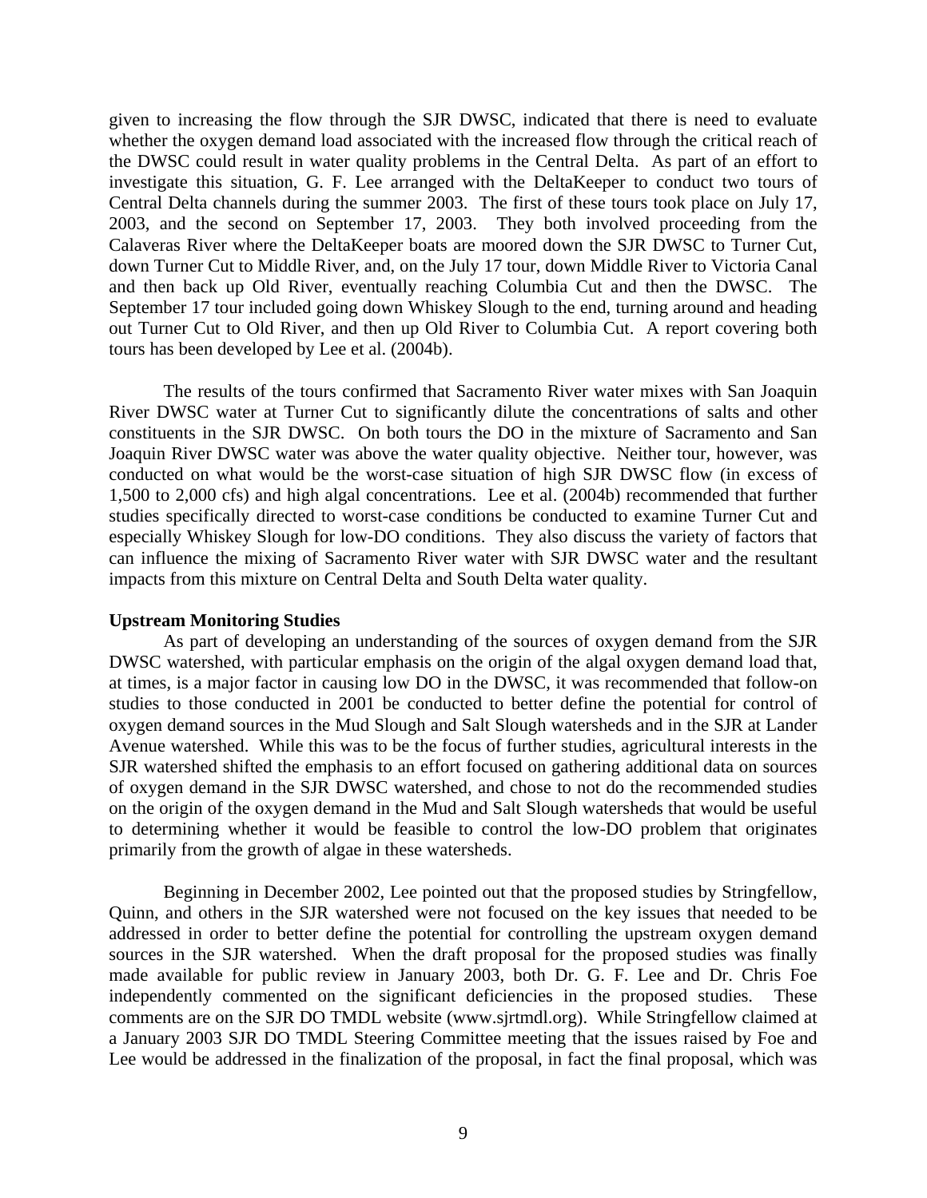given to increasing the flow through the SJR DWSC, indicated that there is need to evaluate whether the oxygen demand load associated with the increased flow through the critical reach of the DWSC could result in water quality problems in the Central Delta. As part of an effort to investigate this situation, G. F. Lee arranged with the DeltaKeeper to conduct two tours of Central Delta channels during the summer 2003. The first of these tours took place on July 17, 2003, and the second on September 17, 2003. They both involved proceeding from the Calaveras River where the DeltaKeeper boats are moored down the SJR DWSC to Turner Cut, down Turner Cut to Middle River, and, on the July 17 tour, down Middle River to Victoria Canal and then back up Old River, eventually reaching Columbia Cut and then the DWSC. The September 17 tour included going down Whiskey Slough to the end, turning around and heading out Turner Cut to Old River, and then up Old River to Columbia Cut. A report covering both tours has been developed by Lee et al. (2004b).

The results of the tours confirmed that Sacramento River water mixes with San Joaquin River DWSC water at Turner Cut to significantly dilute the concentrations of salts and other constituents in the SJR DWSC. On both tours the DO in the mixture of Sacramento and San Joaquin River DWSC water was above the water quality objective. Neither tour, however, was conducted on what would be the worst-case situation of high SJR DWSC flow (in excess of 1,500 to 2,000 cfs) and high algal concentrations. Lee et al. (2004b) recommended that further studies specifically directed to worst-case conditions be conducted to examine Turner Cut and especially Whiskey Slough for low-DO conditions. They also discuss the variety of factors that can influence the mixing of Sacramento River water with SJR DWSC water and the resultant impacts from this mixture on Central Delta and South Delta water quality.

**Upstream Monitoring Studies**

As part of developing an understanding of the sources of oxygen demand from the SJR DWSC watershed, with particular emphasis on the origin of the algal oxygen demand load that, at times, is a major factor in causing low DO in the DWSC, it was recommended that follow-on studies to those conducted in 2001 be conducted to better define the potential for control of oxygen demand sources in the Mud Slough and Salt Slough watersheds and in the SJR at Lander Avenue watershed. While this was to be the focus of further studies, agricultural interests in the SJR watershed shifted the emphasis to an effort focused on gathering additional data on sources of oxygen demand in the SJR DWSC watershed, and chose to not do the recommended studies on the origin of the oxygen demand in the Mud and Salt Slough watersheds that would be useful to determining whether it would be feasible to control the low-DO problem that originates primarily from the growth of algae in these watersheds.

Beginning in December 2002, Lee pointed out that the proposed studies by Stringfellow, Quinn, and others in the SJR watershed were not focused on the key issues that needed to be addressed in order to better define the potential for controlling the upstream oxygen demand sources in the SJR watershed. When the draft proposal for the proposed studies was finally made available for public review in January 2003, both Dr. G. F. Lee and Dr. Chris Foe independently commented on the significant deficiencies in the proposed studies. These comments are on the SJR DO TMDL website (www.sjrtmdl.org). While Stringfellow claimed at a January 2003 SJR DO TMDL Steering Committee meeting that the issues raised by Foe and Lee would be addressed in the finalization of the proposal, in fact the final proposal, which was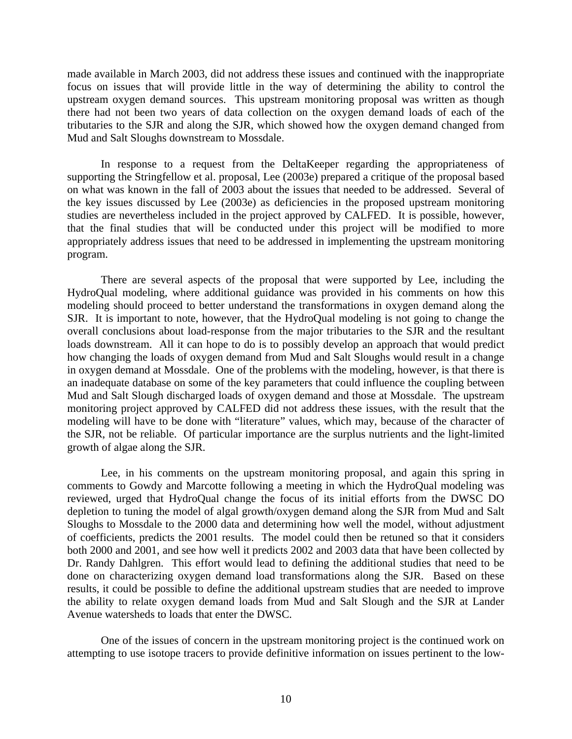made available in March 2003, did not address these issues and continued with the inappropriate focus on issues that will provide little in the way of determining the ability to control the upstream oxygen demand sources. This upstream monitoring proposal was written as though there had not been two years of data collection on the oxygen demand loads of each of the tributaries to the SJR and along the SJR, which showed how the oxygen demand changed from Mud and Salt Sloughs downstream to Mossdale.

In response to a request from the DeltaKeeper regarding the appropriateness of supporting the Stringfellow et al. proposal, Lee (2003e) prepared a critique of the proposal based on what was known in the fall of 2003 about the issues that needed to be addressed. Several of the key issues discussed by Lee (2003e) as deficiencies in the proposed upstream monitoring studies are nevertheless included in the project approved by CALFED. It is possible, however, that the final studies that will be conducted under this project will be modified to more appropriately address issues that need to be addressed in implementing the upstream monitoring program.

There are several aspects of the proposal that were supported by Lee, including the HydroQual modeling, where additional guidance was provided in his comments on how this modeling should proceed to better understand the transformations in oxygen demand along the SJR. It is important to note, however, that the HydroQual modeling is not going to change the overall conclusions about load-response from the major tributaries to the SJR and the resultant loads downstream. All it can hope to do is to possibly develop an approach that would predict how changing the loads of oxygen demand from Mud and Salt Sloughs would result in a change in oxygen demand at Mossdale. One of the problems with the modeling, however, is that there is an inadequate database on some of the key parameters that could influence the coupling between Mud and Salt Slough discharged loads of oxygen demand and those at Mossdale. The upstream monitoring project approved by CALFED did not address these issues, with the result that the modeling will have to be done with "literature" values, which may, because of the character of the SJR, not be reliable. Of particular importance are the surplus nutrients and the light-limited growth of algae along the SJR.

Lee, in his comments on the upstream monitoring proposal, and again this spring in comments to Gowdy and Marcotte following a meeting in which the HydroQual modeling was reviewed, urged that HydroQual change the focus of its initial efforts from the DWSC DO depletion to tuning the model of algal growth/oxygen demand along the SJR from Mud and Salt Sloughs to Mossdale to the 2000 data and determining how well the model, without adjustment of coefficients, predicts the 2001 results. The model could then be retuned so that it considers both 2000 and 2001, and see how well it predicts 2002 and 2003 data that have been collected by Dr. Randy Dahlgren. This effort would lead to defining the additional studies that need to be done on characterizing oxygen demand load transformations along the SJR. Based on these results, it could be possible to define the additional upstream studies that are needed to improve the ability to relate oxygen demand loads from Mud and Salt Slough and the SJR at Lander Avenue watersheds to loads that enter the DWSC.

One of the issues of concern in the upstream monitoring project is the continued work on attempting to use isotope tracers to provide definitive information on issues pertinent to the low-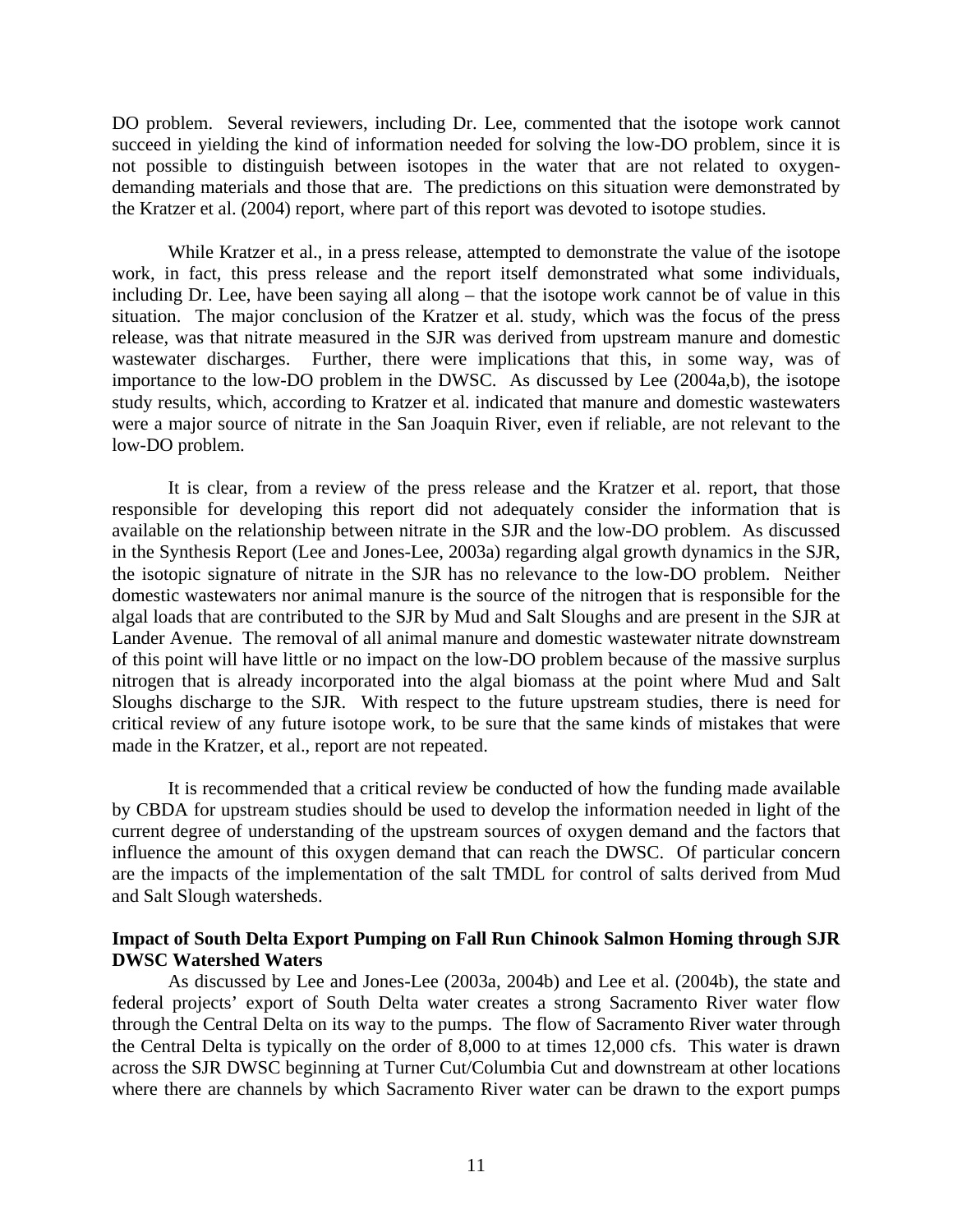DO problem. Several reviewers, including Dr. Lee, commented that the isotope work cannot succeed in yielding the kind of information needed for solving the low-DO problem, since it is not possible to distinguish between isotopes in the water that are not related to oxygen-demanding materials and those that are. The predictions on this situation were demonstrated by the Kratzer et al. (2004) report, where part of this report was devoted to isotope studies.

While Kratzer et al., in a press release, attempted to demonstrate the value of the isotope work, in fact, this press release and the report itself demonstrated what some individuals, including Dr. Lee, have been saying all along – that the isotope work cannot be of value in this situation. The major conclusion of the Kratzer et al. study, which was the focus of the press release, was that nitrate measured in the SJR was derived from upstream manure and domestic wastewater discharges. Further, there were implications that this, in some way, was of importance to the low-DO problem in the DWSC. As discussed by Lee (2004a,b), the isotope study results, which, according to Kratzer et al. indicated that manure and domestic wastewaters were a major source of nitrate in the San Joaquin River, even if reliable, are not relevant to the low-DO problem.

It is clear, from a review of the press release and the Kratzer et al. report, that those responsible for developing this report did not adequately consider the information that is available on the relationship between nitrate in the SJR and the low-DO problem. As discussed in the Synthesis Report (Lee and Jones-Lee, 2003a) regarding algal growth dynamics in the SJR, the isotopic signature of nitrate in the SJR has no relevance to the low-DO problem. Neither domestic wastewaters nor animal manure is the source of the nitrogen that is responsible for the algal loads that are contributed to the SJR by Mud and Salt Sloughs and are present in the SJR at Lander Avenue. The removal of all animal manure and domestic wastewater nitrate downstream of this point will have little or no impact on the low-DO problem because of the massive surplus nitrogen that is already incorporated into the algal biomass at the point where Mud and Salt Sloughs discharge to the SJR. With respect to the future upstream studies, there is need for critical review of any future isotope work, to be sure that the same kinds of mistakes that were made in the Kratzer, et al., report are not repeated.

It is recommended that a critical review be conducted of how the funding made available by CBDA for upstream studies should be used to develop the information needed in light of the current degree of understanding of the upstream sources of oxygen demand and the factors that influence the amount of this oxygen demand that can reach the DWSC. Of particular concern are the impacts of the implementation of the salt TMDL for control of salts derived from Mud and Salt Slough watersheds.

**Impact of South Delta Export Pumping on Fall Run Chinook Salmon Homing through SJR DWSC Watershed Waters**

As discussed by Lee and Jones-Lee (2003a, 2004b) and Lee et al. (2004b), the state and federal projects' export of South Delta water creates a strong Sacramento River water flow through the Central Delta on its way to the pumps. The flow of Sacramento River water through the Central Delta is typically on the order of 8,000 to at times 12,000 cfs. This water is drawn across the SJR DWSC beginning at Turner Cut/Columbia Cut and downstream at other locations where there are channels by which Sacramento River water can be drawn to the export pumps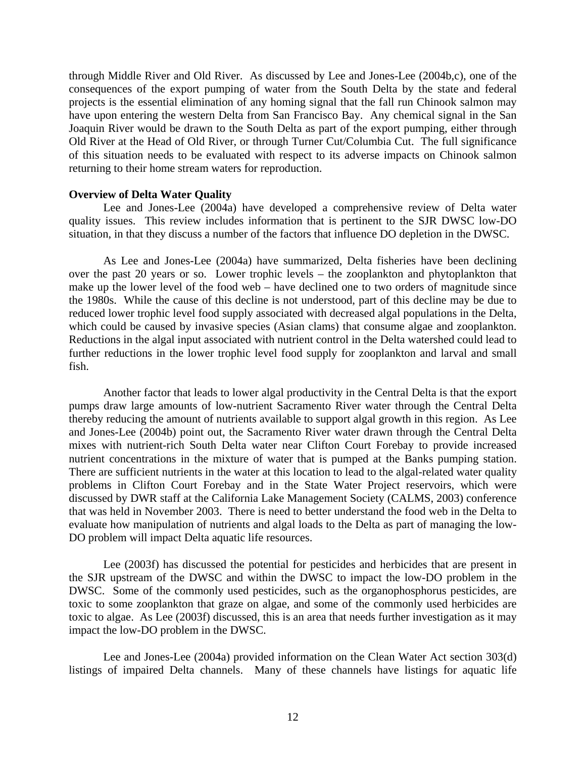through Middle River and Old River. As discussed by Lee and Jones-Lee (2004b,c), one of the consequences of the export pumping of water from the South Delta by the state and federal projects is the essential elimination of any homing signal that the fall run Chinook salmon may have upon entering the western Delta from San Francisco Bay. Any chemical signal in the San Joaquin River would be drawn to the South Delta as part of the export pumping, either through Old River at the Head of Old River, or through Turner Cut/Columbia Cut. The full significance of this situation needs to be evaluated with respect to its adverse impacts on Chinook salmon returning to their home stream waters for reproduction.

**Overview of Delta Water Quality**

Lee and Jones-Lee (2004a) have developed a comprehensive review of Delta water quality issues. This review includes information that is pertinent to the SJR DWSC low-DO situation, in that they discuss a number of the factors that influence DO depletion in the DWSC.

As Lee and Jones-Lee (2004a) have summarized, Delta fisheries have been declining over the past 20 years or so. Lower trophic levels – the zooplankton and phytoplankton that make up the lower level of the food web – have declined one to two orders of magnitude since the 1980s. While the cause of this decline is not understood, part of this decline may be due to reduced lower trophic level food supply associated with decreased algal populations in the Delta, which could be caused by invasive species (Asian clams) that consume algae and zooplankton. Reductions in the algal input associated with nutrient control in the Delta watershed could lead to further reductions in the lower trophic level food supply for zooplankton and larval and small fish.

Another factor that leads to lower algal productivity in the Central Delta is that the export pumps draw large amounts of low-nutrient Sacramento River water through the Central Delta thereby reducing the amount of nutrients available to support algal growth in this region. As Lee and Jones-Lee (2004b) point out, the Sacramento River water drawn through the Central Delta mixes with nutrient-rich South Delta water near Clifton Court Forebay to provide increased nutrient concentrations in the mixture of water that is pumped at the Banks pumping station. There are sufficient nutrients in the water at this location to lead to the algal-related water quality problems in Clifton Court Forebay and in the State Water Project reservoirs, which were discussed by DWR staff at the California Lake Management Society (CALMS, 2003) conference that was held in November 2003. There is need to better understand the food web in the Delta to evaluate how manipulation of nutrients and algal loads to the Delta as part of managing the low-DO problem will impact Delta aquatic life resources.

Lee (2003f) has discussed the potential for pesticides and herbicides that are present in the SJR upstream of the DWSC and within the DWSC to impact the low-DO problem in the DWSC. Some of the commonly used pesticides, such as the organophosphorus pesticides, are toxic to some zooplankton that graze on algae, and some of the commonly used herbicides are toxic to algae. As Lee (2003f) discussed, this is an area that needs further investigation as it may impact the low-DO problem in the DWSC.

Lee and Jones-Lee (2004a) provided information on the Clean Water Act section 303(d) listings of impaired Delta channels. Many of these channels have listings for aquatic life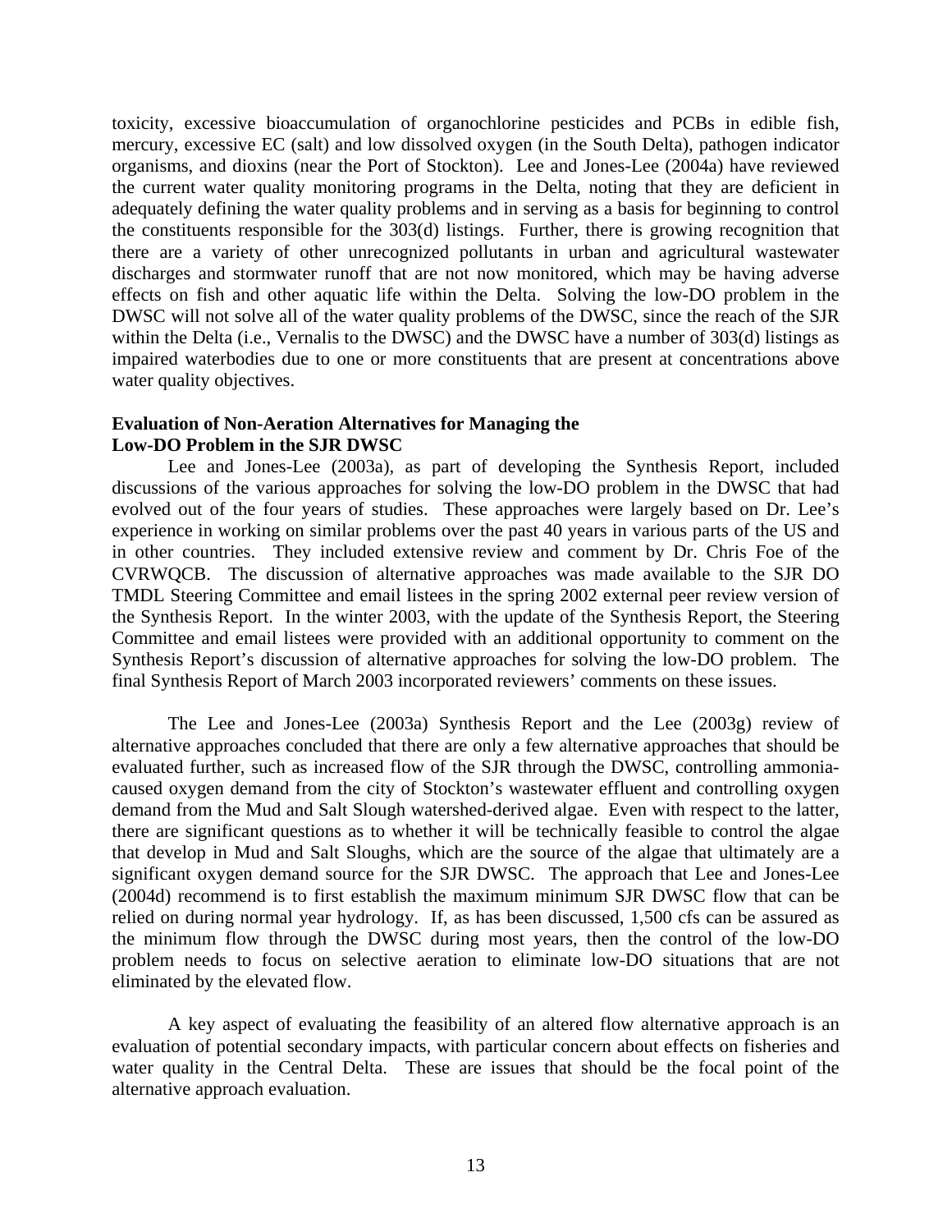toxicity, excessive bioaccumulation of organochlorine pesticides and PCBs in edible fish, mercury, excessive EC (salt) and low dissolved oxygen (in the South Delta), pathogen indicator organisms, and dioxins (near the Port of Stockton). Lee and Jones-Lee (2004a) have reviewed the current water quality monitoring programs in the Delta, noting that they are deficient in adequately defining the water quality problems and in serving as a basis for beginning to control the constituents responsible for the 303(d) listings. Further, there is growing recognition that there are a variety of other unrecognized pollutants in urban and agricultural wastewater discharges and stormwater runoff that are not now monitored, which may be having adverse effects on fish and other aquatic life within the Delta. Solving the low-DO problem in the DWSC will not solve all of the water quality problems of the DWSC, since the reach of the SJR within the Delta (i.e., Vernalis to the DWSC) and the DWSC have a number of 303(d) listings as impaired waterbodies due to one or more constituents that are present at concentrations above water quality objectives.

**Evaluation of Non-Aeration Alternatives for Managing the Low-DO Problem in the SJR DWSC**

Lee and Jones-Lee (2003a), as part of developing the Synthesis Report, included discussions of the various approaches for solving the low-DO problem in the DWSC that had evolved out of the four years of studies. These approaches were largely based on Dr. Lee's experience in working on similar problems over the past 40 years in various parts of the US and in other countries. They included extensive review and comment by Dr. Chris Foe of the CVRWQCB. The discussion of alternative approaches was made available to the SJR DO TMDL Steering Committee and email listees in the spring 2002 external peer review version of the Synthesis Report. In the winter 2003, with the update of the Synthesis Report, the Steering Committee and email listees were provided with an additional opportunity to comment on the Synthesis Report's discussion of alternative approaches for solving the low-DO problem. The final Synthesis Report of March 2003 incorporated reviewers' comments on these issues.

The Lee and Jones-Lee (2003a) Synthesis Report and the Lee (2003g) review of alternative approaches concluded that there are only a few alternative approaches that should be evaluated further, such as increased flow of the SJR through the DWSC, controlling ammonia-caused oxygen demand from the city of Stockton's wastewater effluent and controlling oxygen demand from the Mud and Salt Slough watershed-derived algae. Even with respect to the latter, there are significant questions as to whether it will be technically feasible to control the algae that develop in Mud and Salt Sloughs, which are the source of the algae that ultimately are a significant oxygen demand source for the SJR DWSC. The approach that Lee and Jones-Lee (2004d) recommend is to first establish the maximum minimum SJR DWSC flow that can be relied on during normal year hydrology. If, as has been discussed, 1,500 cfs can be assured as the minimum flow through the DWSC during most years, then the control of the low-DO problem needs to focus on selective aeration to eliminate low-DO situations that are not eliminated by the elevated flow.

A key aspect of evaluating the feasibility of an altered flow alternative approach is an evaluation of potential secondary impacts, with particular concern about effects on fisheries and water quality in the Central Delta. These are issues that should be the focal point of the alternative approach evaluation.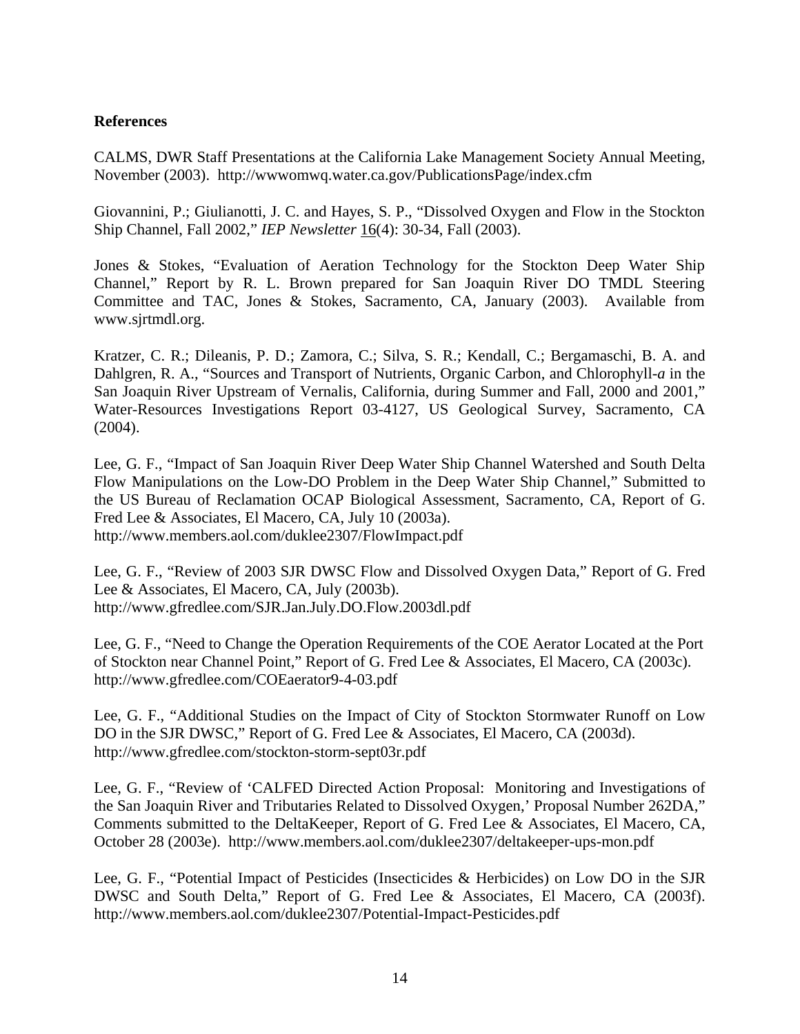**References**

CALMS, DWR Staff Presentations at the California Lake Management Society Annual Meeting, November (2003). http://wwwomwq.water.ca.gov/PublicationsPage/index.cfm

Giovannini, P.; Giulianotti, J. C. and Hayes, S. P., "Dissolved Oxygen and Flow in the Stockton Ship Channel, Fall 2002," *IEP Newsletter* 16(4): 30-34, Fall (2003).

Jones & Stokes, "Evaluation of Aeration Technology for the Stockton Deep Water Ship Channel," Report by R. L. Brown prepared for San Joaquin River DO TMDL Steering Committee and TAC, Jones & Stokes, Sacramento, CA, January (2003). Available from www.sjrtmdl.org.

Kratzer, C. R.; Dileanis, P. D.; Zamora, C.; Silva, S. R.; Kendall, C.; Bergamaschi, B. A. and Dahlgren, R. A., "Sources and Transport of Nutrients, Organic Carbon, and Chlorophyll-*a* in the San Joaquin River Upstream of Vernalis, California, during Summer and Fall, 2000 and 2001," Water-Resources Investigations Report 03-4127, US Geological Survey, Sacramento, CA (2004).

Lee, G. F., "Impact of San Joaquin River Deep Water Ship Channel Watershed and South Delta Flow Manipulations on the Low-DO Problem in the Deep Water Ship Channel," Submitted to the US Bureau of Reclamation OCAP Biological Assessment, Sacramento, CA, Report of G. Fred Lee & Associates, El Macero, CA, July 10 (2003a). http://www.members.aol.com/duklee2307/FlowImpact.pdf

Lee, G. F., "Review of 2003 SJR DWSC Flow and Dissolved Oxygen Data," Report of G. Fred Lee & Associates, El Macero, CA, July (2003b). http://www.gfredlee.com/SJR.Jan.July.DO.Flow.2003dl.pdf

Lee, G. F., "Need to Change the Operation Requirements of the COE Aerator Located at the Port of Stockton near Channel Point," Report of G. Fred Lee & Associates, El Macero, CA (2003c). http://www.gfredlee.com/COEaerator9-4-03.pdf

Lee, G. F., "Additional Studies on the Impact of City of Stockton Stormwater Runoff on Low DO in the SJR DWSC," Report of G. Fred Lee & Associates, El Macero, CA (2003d). http://www.gfredlee.com/stockton-storm-sept03r.pdf

Lee, G. F., "Review of 'CALFED Directed Action Proposal: Monitoring and Investigations of the San Joaquin River and Tributaries Related to Dissolved Oxygen,' Proposal Number 262DA," Comments submitted to the DeltaKeeper, Report of G. Fred Lee & Associates, El Macero, CA, October 28 (2003e). http://www.members.aol.com/duklee2307/deltakeeper-ups-mon.pdf

Lee, G. F., "Potential Impact of Pesticides (Insecticides & Herbicides) on Low DO in the SJR DWSC and South Delta," Report of G. Fred Lee & Associates, El Macero, CA (2003f). http://www.members.aol.com/duklee2307/Potential-Impact-Pesticides.pdf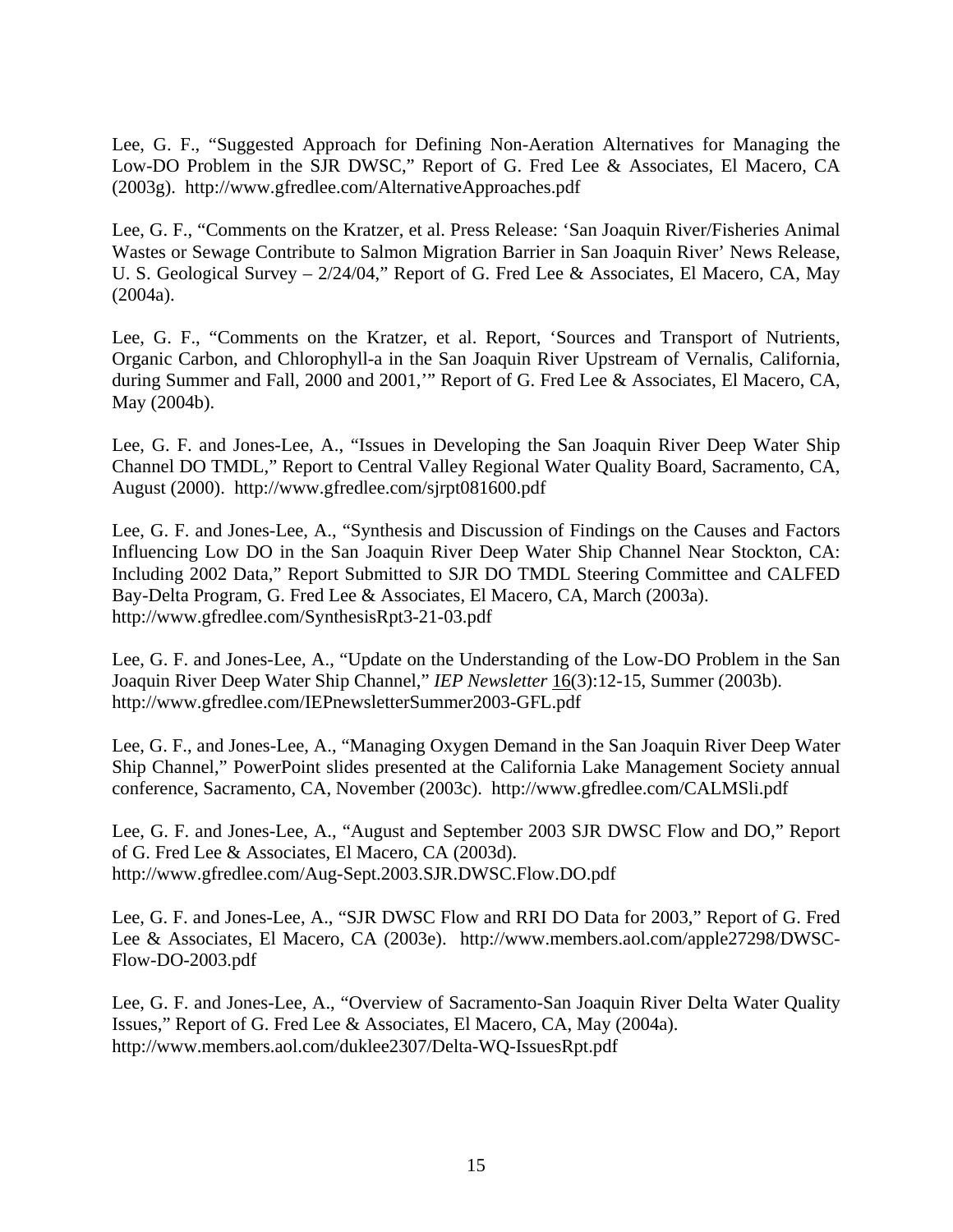Lee, G. F., “Suggested Approach for Defining Non-Aeration Alternatives for Managing the Low-DO Problem in the SJR DWSC,” Report of G. Fred Lee & Associates, El Macero, CA (2003g). http://www.gfredlee.com/AlternativeApproaches.pdf

Lee, G. F., “Comments on the Kratzer, et al. Press Release: ‘San Joaquin River/Fisheries Animal Wastes or Sewage Contribute to Salmon Migration Barrier in San Joaquin River’ News Release, U. S. Geological Survey – 2/24/04,” Report of G. Fred Lee & Associates, El Macero, CA, May (2004a).

Lee, G. F., “Comments on the Kratzer, et al. Report, ‘Sources and Transport of Nutrients, Organic Carbon, and Chlorophyll-a in the San Joaquin River Upstream of Vernalis, California, during Summer and Fall, 2000 and 2001,’” Report of G. Fred Lee & Associates, El Macero, CA, May (2004b).

Lee, G. F. and Jones-Lee, A., “Issues in Developing the San Joaquin River Deep Water Ship Channel DO TMDL,” Report to Central Valley Regional Water Quality Board, Sacramento, CA, August (2000). http://www.gfredlee.com/sjrpt081600.pdf

Lee, G. F. and Jones-Lee, A., “Synthesis and Discussion of Findings on the Causes and Factors Influencing Low DO in the San Joaquin River Deep Water Ship Channel Near Stockton, CA: Including 2002 Data,” Report Submitted to SJR DO TMDL Steering Committee and CALFED Bay-Delta Program, G. Fred Lee & Associates, El Macero, CA, March (2003a). http://www.gfredlee.com/SynthesisRpt3-21-03.pdf

Lee, G. F. and Jones-Lee, A., “Update on the Understanding of the Low-DO Problem in the San Joaquin River Deep Water Ship Channel,” *IEP Newsletter* 16(3):12-15, Summer (2003b). http://www.gfredlee.com/IEPnewsletterSummer2003-GFL.pdf

Lee, G. F., and Jones-Lee, A., “Managing Oxygen Demand in the San Joaquin River Deep Water Ship Channel,” PowerPoint slides presented at the California Lake Management Society annual conference, Sacramento, CA, November (2003c). http://www.gfredlee.com/CALMSli.pdf

Lee, G. F. and Jones-Lee, A., “August and September 2003 SJR DWSC Flow and DO,” Report of G. Fred Lee & Associates, El Macero, CA (2003d). http://www.gfredlee.com/Aug-Sept.2003.SJR.DWSC.Flow.DO.pdf

Lee, G. F. and Jones-Lee, A., “SJR DWSC Flow and RRI DO Data for 2003,” Report of G. Fred Lee & Associates, El Macero, CA (2003e). http://www.members.aol.com/apple27298/DWSC-Flow-DO-2003.pdf

Lee, G. F. and Jones-Lee, A., “Overview of Sacramento-San Joaquin River Delta Water Quality Issues,” Report of G. Fred Lee & Associates, El Macero, CA, May (2004a). http://www.members.aol.com/duklee2307/Delta-WQ-IssuesRpt.pdf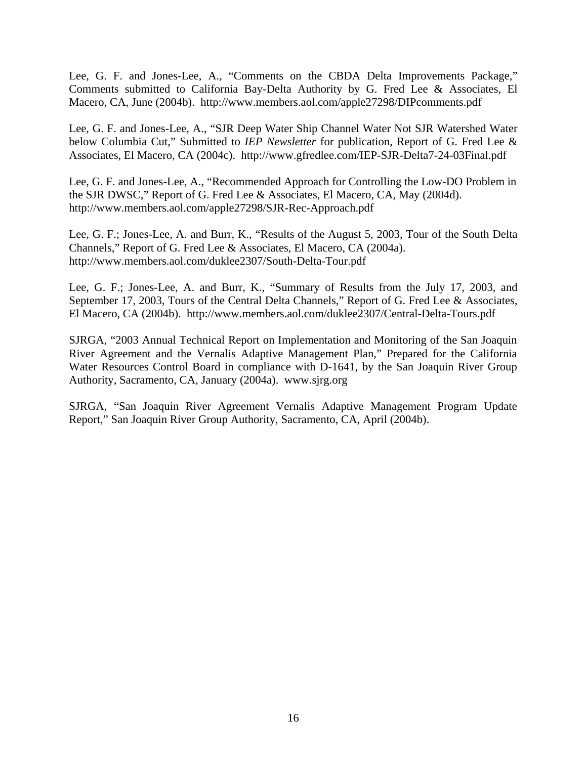Lee, G. F. and Jones-Lee, A., "Comments on the CBDA Delta Improvements Package," Comments submitted to California Bay-Delta Authority by G. Fred Lee & Associates, El Macero, CA, June (2004b). http://www.members.aol.com/apple27298/DIPcomments.pdf

Lee, G. F. and Jones-Lee, A., "SJR Deep Water Ship Channel Water Not SJR Watershed Water below Columbia Cut," Submitted to *IEP Newsletter* for publication, Report of G. Fred Lee & Associates, El Macero, CA (2004c). http://www.gfredlee.com/IEP-SJR-Delta7-24-03Final.pdf

Lee, G. F. and Jones-Lee, A., "Recommended Approach for Controlling the Low-DO Problem in the SJR DWSC," Report of G. Fred Lee & Associates, El Macero, CA, May (2004d). http://www.members.aol.com/apple27298/SJR-Rec-Approach.pdf

Lee, G. F.; Jones-Lee, A. and Burr, K., "Results of the August 5, 2003, Tour of the South Delta Channels," Report of G. Fred Lee & Associates, El Macero, CA (2004a). http://www.members.aol.com/duklee2307/South-Delta-Tour.pdf

Lee, G. F.; Jones-Lee, A. and Burr, K., "Summary of Results from the July 17, 2003, and September 17, 2003, Tours of the Central Delta Channels," Report of G. Fred Lee & Associates, El Macero, CA (2004b). http://www.members.aol.com/duklee2307/Central-Delta-Tours.pdf

SJRGA, "2003 Annual Technical Report on Implementation and Monitoring of the San Joaquin River Agreement and the Vernalis Adaptive Management Plan," Prepared for the California Water Resources Control Board in compliance with D-1641, by the San Joaquin River Group Authority, Sacramento, CA, January (2004a). www.sjrg.org

SJRGA, "San Joaquin River Agreement Vernalis Adaptive Management Program Update Report," San Joaquin River Group Authority, Sacramento, CA, April (2004b).